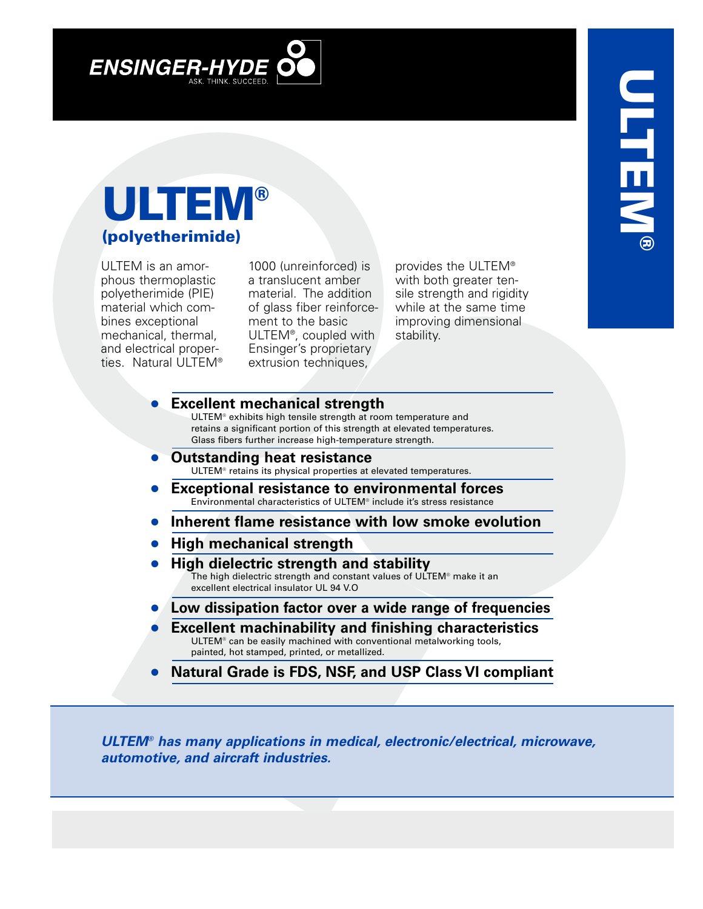ENSINGER-HYDE

ASK. THINK. SUCCEED.

# ULTEM®

## (polyetherimide)

ULTEM is an amorphous thermoplastic polyetherimide (PIE) material which combines exceptional mechanical, thermal, and electrical properties. Natural ULTEM® 1000 (unreinforced) is a translucent amber material. The addition of glass fiber reinforcement to the basic ULTEM®, coupled with Ensinger's proprietary extrusion techniques, provides the ULTEM® with both greater tensile strength and rigidity while at the same time improving dimensional stability.

- **Excellent mechanical strength**
  ULTEM® exhibits high tensile strength at room temperature and retains a significant portion of this strength at elevated temperatures. Glass fibers further increase high-temperature strength.
- **Outstanding heat resistance**
  ULTEM® retains its physical properties at elevated temperatures.
- **Exceptional resistance to environmental forces**
  Environmental characteristics of ULTEM® include it's stress resistance
- **Inherent flame resistance with low smoke evolution**
- **High mechanical strength**
- **High dielectric strength and stability**
  The high dielectric strength and constant values of ULTEM® make it an excellent electrical insulator UL 94 V.O
- **Low dissipation factor over a wide range of frequencies**
- **Excellent machinability and finishing characteristics**
  ULTEM® can be easily machined with conventional metalworking tools, painted, hot stamped, printed, or metallized.
- **Natural Grade is FDS, NSF, and USP Class VI compliant**

***ULTEM® has many applications in medical, electronic/electrical, microwave, automotive, and aircraft industries.***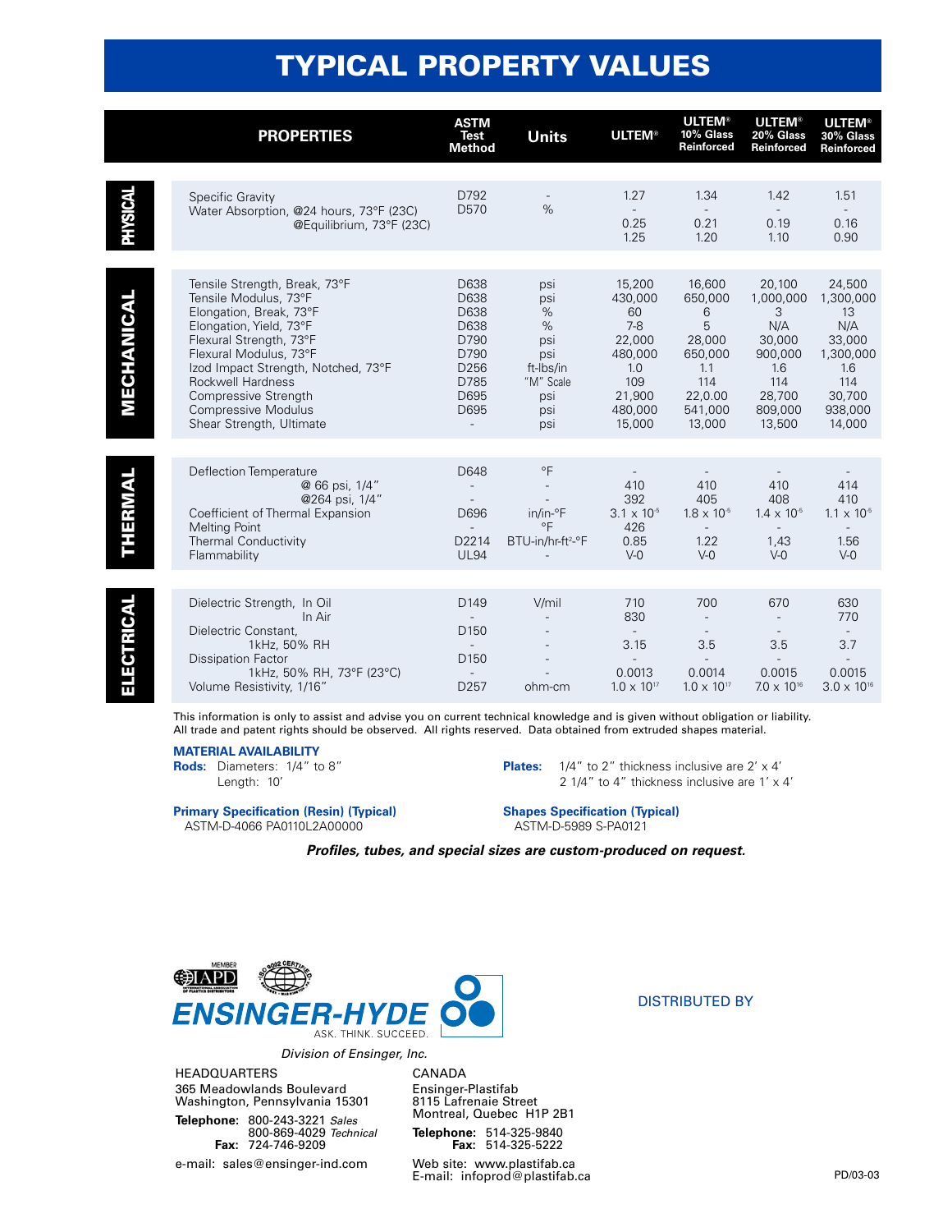# TYPICAL PROPERTY VALUES

| | PROPERTIES | ASTM Test Method | Units | ULTEM® | ULTEM® 10% Glass Reinforced | ULTEM® 20% Glass Reinforced | ULTEM® 30% Glass Reinforced |
|---|---|---|---|---|---|---|---|
| PHYSICAL | Specific Gravity | D792 | - | 1.27 | 1.34 | 1.42 | 1.51 |
| | Water Absorption, @24 hours, 73°F (23C) | D570 | % | - | - | - | - |
| | | | | 0.25 | 0.21 | 0.19 | 0.16 |
| | @Equilibrium, 73°F (23C) | | | 1.25 | 1.20 | 1.10 | 0.90 |
| MECHANICAL | Tensile Strength, Break, 73°F | D638 | psi | 15,200 | 16,600 | 20,100 | 24,500 |
| | Tensile Modulus, 73°F | D638 | psi | 430,000 | 650,000 | 1,000,000 | 1,300,000 |
| | Elongation, Break, 73°F | D638 | % | 60 | 6 | 3 | 13 |
| | Elongation, Yield, 73°F | D638 | % | 7-8 | 5 | N/A | N/A |
| | Flexural Strength, 73°F | D790 | psi | 22,000 | 28,000 | 30,000 | 33,000 |
| | Flexural Modulus, 73°F | D790 | psi | 480,000 | 650,000 | 900,000 | 1,300,000 |
| | Izod Impact Strength, Notched, 73°F | D256 | ft-lbs/in | 1.0 | 1.1 | 1.6 | 1.6 |
| | Rockwell Hardness | D785 | "M" Scale | 109 | 114 | 114 | 114 |
| | Compressive Strength | D695 | psi | 21,900 | 22,0.00 | 28,700 | 30,700 |
| | Compressive Modulus | D695 | psi | 480,000 | 541,000 | 809,000 | 938,000 |
| | Shear Strength, Ultimate | - | psi | 15,000 | 13,000 | 13,500 | 14,000 |
| THERMAL | Deflection Temperature | D648 | °F | - | - | - | - |
| | @ 66 psi, 1/4" | - | - | 410 | 410 | 410 | 414 |
| | @264 psi, 1/4" | - | - | 392 | 405 | 408 | 410 |
| | Coefficient of Thermal Expansion | D696 | in/in-°F | $3.1 \times 10^{-5}$ | $1.8 \times 10^{-5}$ | $1.4 \times 10^{-5}$ | $1.1 \times 10^{-5}$ |
| | Melting Point | - | °F | 426 | - | - | - |
| | Thermal Conductivity | D2214 | BTU-in/hr-ft²-°F | 0.85 | 1.22 | 1,43 | 1.56 |
| | Flammability | UL94 | - | V-0 | V-0 | V-0 | V-0 |
| ELECTRICAL | Dielectric Strength, In Oil | D149 | V/mil | 710 | 700 | 670 | 630 |
| | In Air | - | - | 830 | - | - | 770 |
| | Dielectric Constant, | D150 | - | - | - | - | - |
| | 1kHz, 50% RH | - | - | 3.15 | 3.5 | 3.5 | 3.7 |
| | Dissipation Factor | D150 | - | - | - | - | - |
| | 1kHz, 50% RH, 73°F (23°C) | - | - | 0.0013 | 0.0014 | 0.0015 | 0.0015 |
| | Volume Resistivity, 1/16" | D257 | ohm-cm | $1.0 \times 10^{17}$ | $1.0 \times 10^{17}$ | $7.0 \times 10^{16}$ | $3.0 \times 10^{16}$ |

This information is only to assist and advise you on current technical knowledge and is given without obligation or liability. All trade and patent rights should be observed. All rights reserved. Data obtained from extruded shapes material.

**MATERIAL AVAILABILITY**

**Rods:** Diameters: 1/4" to 8"
Length: 10'

**Plates:** 1/4" to 2" thickness inclusive are 2' x 4'
2 1/4" to 4" thickness inclusive are 1' x 4'

**Primary Specification (Resin) (Typical)**
ASTM-D-4066 PA0110L2A00000

**Shapes Specification (Typical)**
ASTM-D-5989 S-PA0121

***Profiles, tubes, and special sizes are custom-produced on request.***

MEMBER IAPD

ENSINGER-HYDE
ASK. THINK. SUCCEED.

DISTRIBUTED BY

*Division of Ensinger, Inc.*

HEADQUARTERS
365 Meadowlands Boulevard
Washington, Pennsylvania 15301

**Telephone:** 800-243-3221 *Sales*
800-869-4029 *Technical*
**Fax:** 724-746-9209

e-mail: sales@ensinger-ind.com

CANADA
Ensinger-Plastifab
8115 Lafrenaie Street
Montreal, Quebec H1P 2B1

**Telephone:** 514-325-9840
**Fax:** 514-325-5222

Web site: www.plastifab.ca
E-mail: infoprod@plastifab.ca

PD/03-03